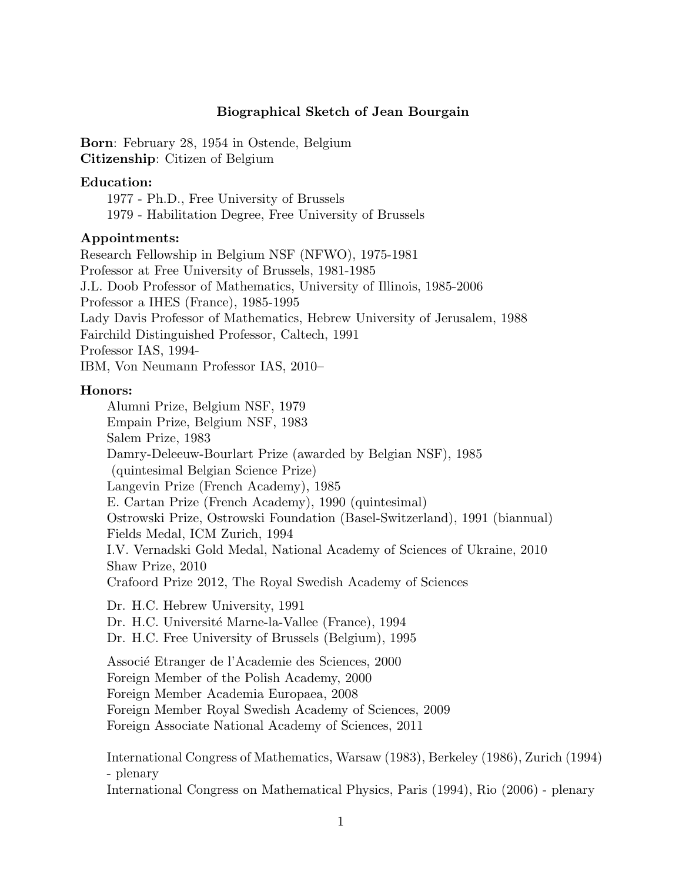# Biographical Sketch of Jean Bourgain

**Born**: February 28, 1954 in Ostende, Belgium
**Citizenship**: Citizen of Belgium

## Education:

1977 - Ph.D., Free University of Brussels
1979 - Habilitation Degree, Free University of Brussels

## Appointments:

Research Fellowship in Belgium NSF (NFWO), 1975-1981
Professor at Free University of Brussels, 1981-1985
J.L. Doob Professor of Mathematics, University of Illinois, 1985-2006
Professor a IHES (France), 1985-1995
Lady Davis Professor of Mathematics, Hebrew University of Jerusalem, 1988
Fairchild Distinguished Professor, Caltech, 1991
Professor IAS, 1994-
IBM, Von Neumann Professor IAS, 2010–

## Honors:

Alumni Prize, Belgium NSF, 1979
Empain Prize, Belgium NSF, 1983
Salem Prize, 1983
Damry-Deleeuw-Bourlart Prize (awarded by Belgian NSF), 1985
(quintesimal Belgian Science Prize)
Langevin Prize (French Academy), 1985
E. Cartan Prize (French Academy), 1990 (quintesimal)
Ostrowski Prize, Ostrowski Foundation (Basel-Switzerland), 1991 (biannual)
Fields Medal, ICM Zurich, 1994
I.V. Vernadski Gold Medal, National Academy of Sciences of Ukraine, 2010
Shaw Prize, 2010
Crafoord Prize 2012, The Royal Swedish Academy of Sciences

Dr. H.C. Hebrew University, 1991
Dr. H.C. Université Marne-la-Vallee (France), 1994
Dr. H.C. Free University of Brussels (Belgium), 1995

Associé Etranger de l'Academie des Sciences, 2000
Foreign Member of the Polish Academy, 2000
Foreign Member Academia Europaea, 2008
Foreign Member Royal Swedish Academy of Sciences, 2009
Foreign Associate National Academy of Sciences, 2011

International Congress of Mathematics, Warsaw (1983), Berkeley (1986), Zurich (1994) - plenary
International Congress on Mathematical Physics, Paris (1994), Rio (2006) - plenary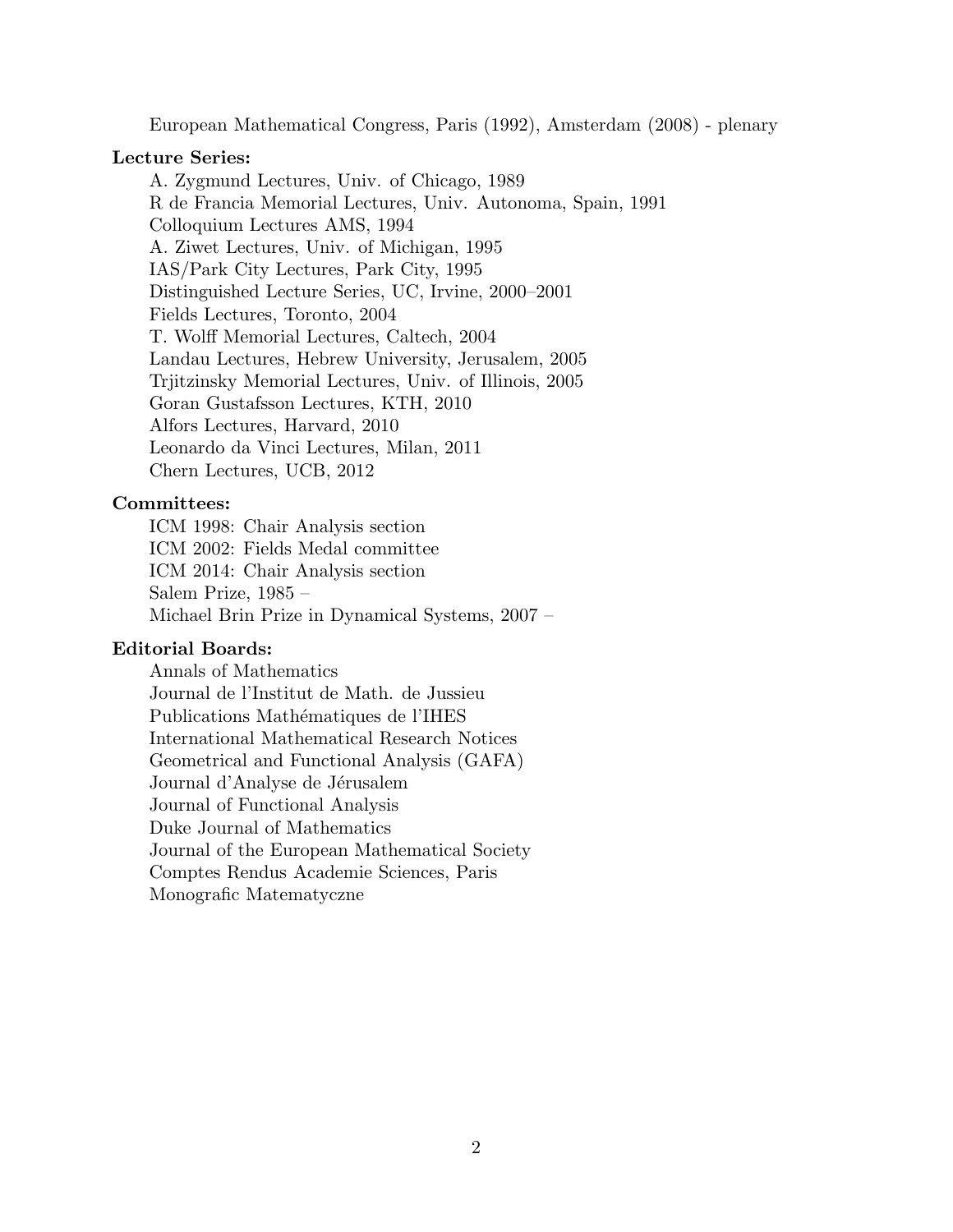European Mathematical Congress, Paris (1992), Amsterdam (2008) - plenary

**Lecture Series:**

A. Zygmund Lectures, Univ. of Chicago, 1989
R de Francia Memorial Lectures, Univ. Autonoma, Spain, 1991
Colloquium Lectures AMS, 1994
A. Ziwet Lectures, Univ. of Michigan, 1995
IAS/Park City Lectures, Park City, 1995
Distinguished Lecture Series, UC, Irvine, 2000–2001
Fields Lectures, Toronto, 2004
T. Wolff Memorial Lectures, Caltech, 2004
Landau Lectures, Hebrew University, Jerusalem, 2005
Trjitzinsky Memorial Lectures, Univ. of Illinois, 2005
Goran Gustafsson Lectures, KTH, 2010
Alfors Lectures, Harvard, 2010
Leonardo da Vinci Lectures, Milan, 2011
Chern Lectures, UCB, 2012

**Committees:**

ICM 1998: Chair Analysis section
ICM 2002: Fields Medal committee
ICM 2014: Chair Analysis section
Salem Prize, 1985 –
Michael Brin Prize in Dynamical Systems, 2007 –

**Editorial Boards:**

Annals of Mathematics
Journal de l'Institut de Math. de Jussieu
Publications Mathématiques de l'IHES
International Mathematical Research Notices
Geometrical and Functional Analysis (GAFA)
Journal d'Analyse de Jérusalem
Journal of Functional Analysis
Duke Journal of Mathematics
Journal of the European Mathematical Society
Comptes Rendus Academie Sciences, Paris
Monografic Matematyczne